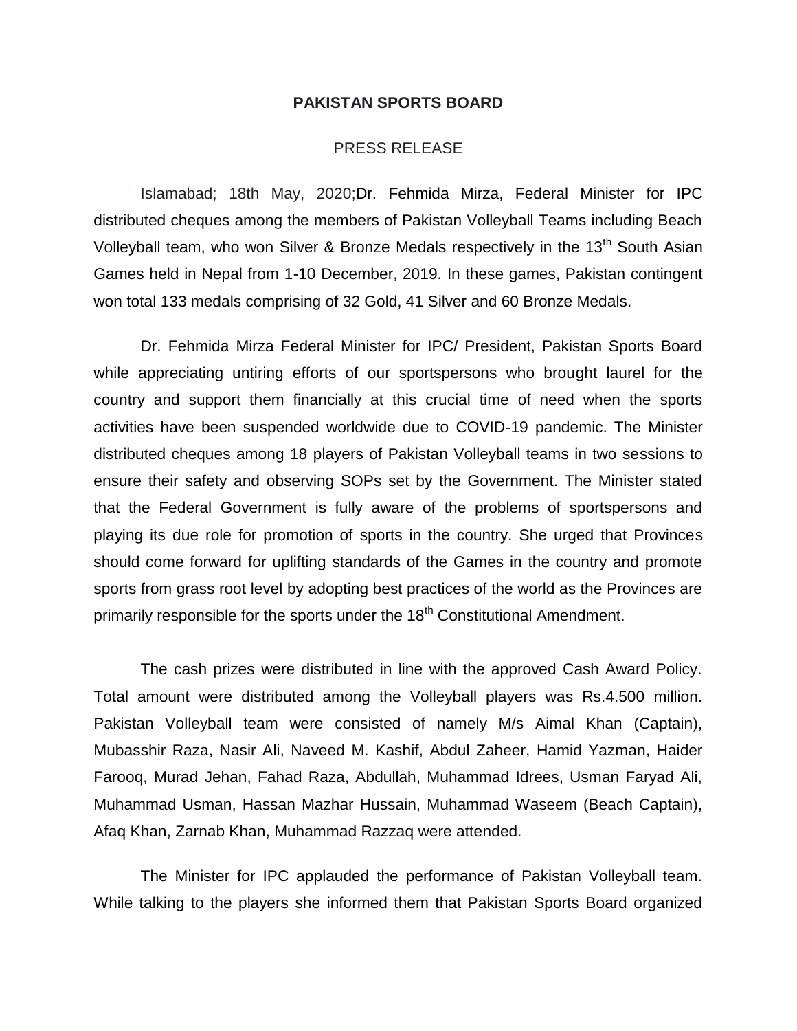**PAKISTAN SPORTS BOARD**

PRESS RELEASE

Islamabad; 18th May, 2020;Dr. Fehmida Mirza, Federal Minister for IPC distributed cheques among the members of Pakistan Volleyball Teams including Beach Volleyball team, who won Silver & Bronze Medals respectively in the 13th South Asian Games held in Nepal from 1-10 December, 2019. In these games, Pakistan contingent won total 133 medals comprising of 32 Gold, 41 Silver and 60 Bronze Medals.

Dr. Fehmida Mirza Federal Minister for IPC/ President, Pakistan Sports Board while appreciating untiring efforts of our sportspersons who brought laurel for the country and support them financially at this crucial time of need when the sports activities have been suspended worldwide due to COVID-19 pandemic. The Minister distributed cheques among 18 players of Pakistan Volleyball teams in two sessions to ensure their safety and observing SOPs set by the Government. The Minister stated that the Federal Government is fully aware of the problems of sportspersons and playing its due role for promotion of sports in the country. She urged that Provinces should come forward for uplifting standards of the Games in the country and promote sports from grass root level by adopting best practices of the world as the Provinces are primarily responsible for the sports under the 18th Constitutional Amendment.

The cash prizes were distributed in line with the approved Cash Award Policy. Total amount were distributed among the Volleyball players was Rs.4.500 million. Pakistan Volleyball team were consisted of namely M/s Aimal Khan (Captain), Mubasshir Raza, Nasir Ali, Naveed M. Kashif, Abdul Zaheer, Hamid Yazman, Haider Farooq, Murad Jehan, Fahad Raza, Abdullah, Muhammad Idrees, Usman Faryad Ali, Muhammad Usman, Hassan Mazhar Hussain, Muhammad Waseem (Beach Captain), Afaq Khan, Zarnab Khan, Muhammad Razzaq were attended.

The Minister for IPC applauded the performance of Pakistan Volleyball team. While talking to the players she informed them that Pakistan Sports Board organized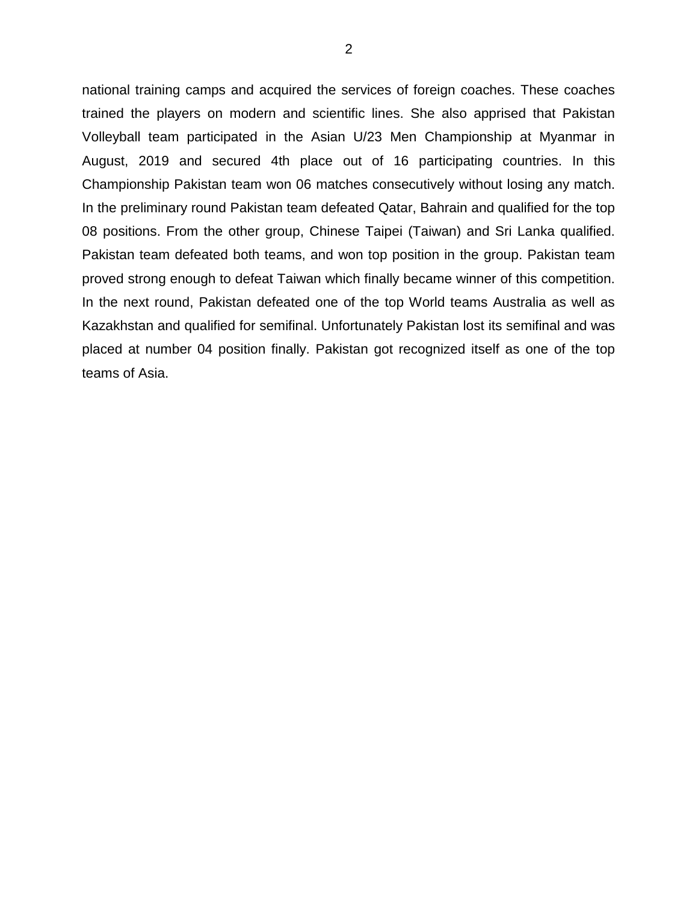national training camps and acquired the services of foreign coaches. These coaches trained the players on modern and scientific lines. She also apprised that Pakistan Volleyball team participated in the Asian U/23 Men Championship at Myanmar in August, 2019 and secured 4th place out of 16 participating countries. In this Championship Pakistan team won 06 matches consecutively without losing any match. In the preliminary round Pakistan team defeated Qatar, Bahrain and qualified for the top 08 positions. From the other group, Chinese Taipei (Taiwan) and Sri Lanka qualified. Pakistan team defeated both teams, and won top position in the group. Pakistan team proved strong enough to defeat Taiwan which finally became winner of this competition. In the next round, Pakistan defeated one of the top World teams Australia as well as Kazakhstan and qualified for semifinal. Unfortunately Pakistan lost its semifinal and was placed at number 04 position finally. Pakistan got recognized itself as one of the top teams of Asia.